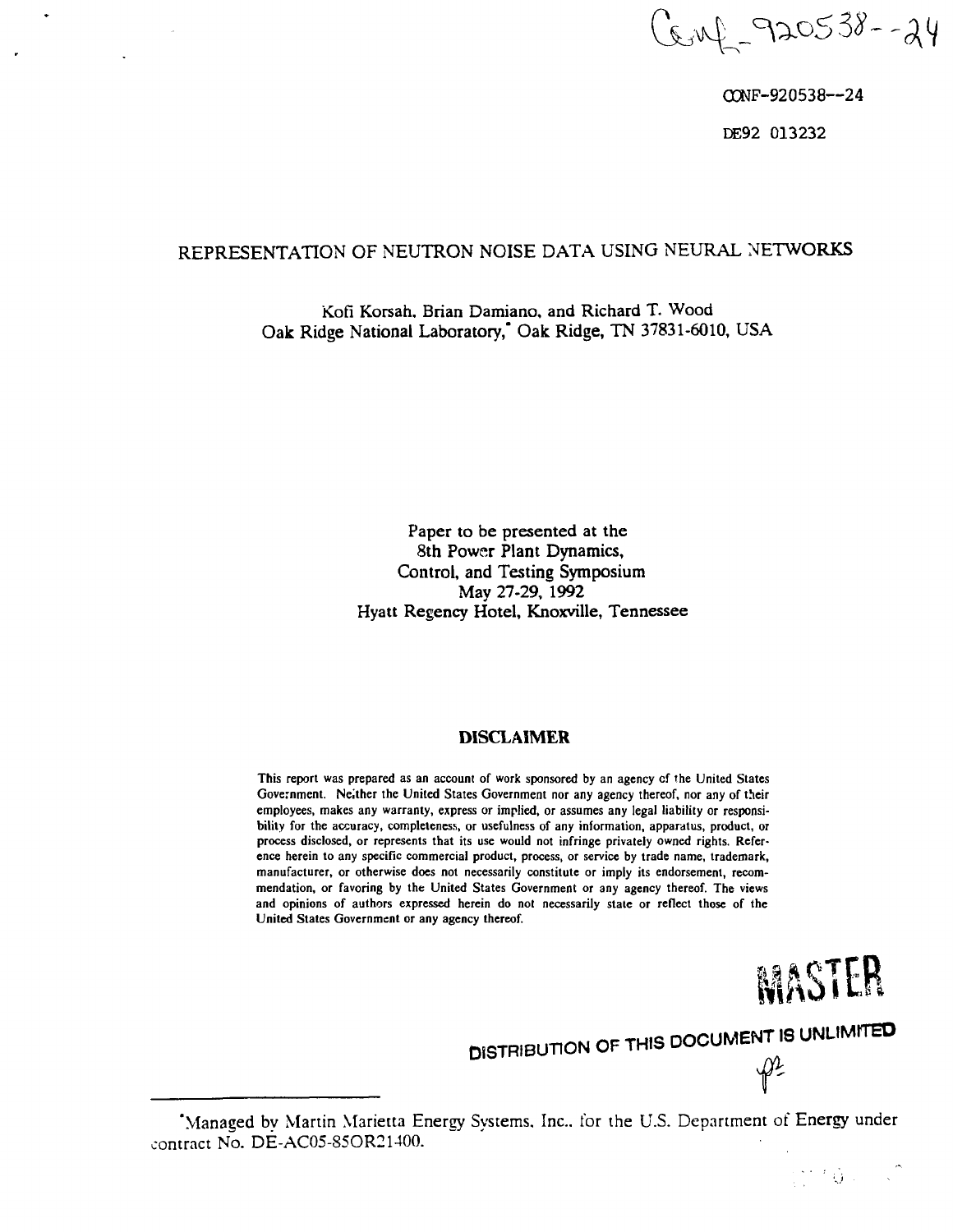Conf-920538--24

CONF-920538--24

DE92 013232

# REPRESENTATION OF NEUTRON NOISE DATA USING NEURAL NETWORKS

Kofi Korsah, Brian Damiano, and Richard T. Wood
Oak Ridge National Laboratory,* Oak Ridge, TN 37831-6010, USA

Paper to be presented at the
8th Power Plant Dynamics,
Control, and Testing Symposium
May 27-29, 1992
Hyatt Regency Hotel, Knoxville, Tennessee

**DISCLAIMER**

This report was prepared as an account of work sponsored by an agency of the United States Government. Neither the United States Government nor any agency thereof, nor any of their employees, makes any warranty, express or implied, or assumes any legal liability or responsibility for the accuracy, completeness, or usefulness of any information, apparatus, product, or process disclosed, or represents that its use would not infringe privately owned rights. Reference herein to any specific commercial product, process, or service by trade name, trademark, manufacturer, or otherwise does not necessarily constitute or imply its endorsement, recommendation, or favoring by the United States Government or any agency thereof. The views and opinions of authors expressed herein do not necessarily state or reflect those of the United States Government or any agency thereof.

MASTER

DISTRIBUTION OF THIS DOCUMENT IS UNLIMITED

*Managed by Martin Marietta Energy Systems, Inc., for the U.S. Department of Energy under contract No. DE-AC05-85OR21400.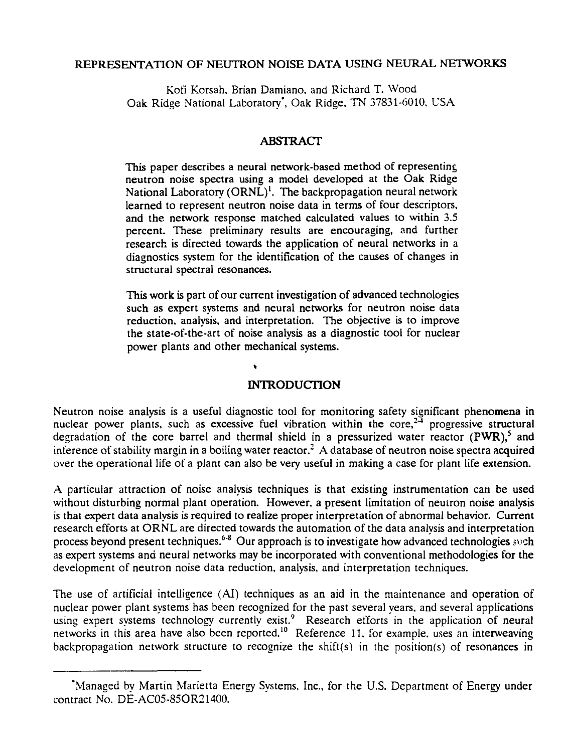# REPRESENTATION OF NEUTRON NOISE DATA USING NEURAL NETWORKS

Kofi Korsah, Brian Damiano, and Richard T. Wood
Oak Ridge National Laboratory*, Oak Ridge, TN 37831-6010, USA

## ABSTRACT

This paper describes a neural network-based method of representing neutron noise spectra using a model developed at the Oak Ridge National Laboratory (ORNL)[1]. The backpropagation neural network learned to represent neutron noise data in terms of four descriptors, and the network response matched calculated values to within 3.5 percent. These preliminary results are encouraging, and further research is directed towards the application of neural networks in a diagnostics system for the identification of the causes of changes in structural spectral resonances.

This work is part of our current investigation of advanced technologies such as expert systems and neural networks for neutron noise data reduction, analysis, and interpretation. The objective is to improve the state-of-the-art of noise analysis as a diagnostic tool for nuclear power plants and other mechanical systems.

## INTRODUCTION

Neutron noise analysis is a useful diagnostic tool for monitoring safety significant phenomena in nuclear power plants, such as excessive fuel vibration within the core,[2-4] progressive structural degradation of the core barrel and thermal shield in a pressurized water reactor (PWR),[5] and inference of stability margin in a boiling water reactor.[2] A database of neutron noise spectra acquired over the operational life of a plant can also be very useful in making a case for plant life extension.

A particular attraction of noise analysis techniques is that existing instrumentation can be used without disturbing normal plant operation. However, a present limitation of neutron noise analysis is that expert data analysis is required to realize proper interpretation of abnormal behavior. Current research efforts at ORNL are directed towards the automation of the data analysis and interpretation process beyond present techniques.[6-8] Our approach is to investigate how advanced technologies such as expert systems and neural networks may be incorporated with conventional methodologies for the development of neutron noise data reduction, analysis, and interpretation techniques.

The use of artificial intelligence (AI) techniques as an aid in the maintenance and operation of nuclear power plant systems has been recognized for the past several years, and several applications using expert systems technology currently exist.[9] Research efforts in the application of neural networks in this area have also been reported.[10] Reference 11, for example, uses an interweaving backpropagation network structure to recognize the shift(s) in the position(s) of resonances in

*Managed by Martin Marietta Energy Systems, Inc., for the U.S. Department of Energy under contract No. DE-AC05-85OR21400.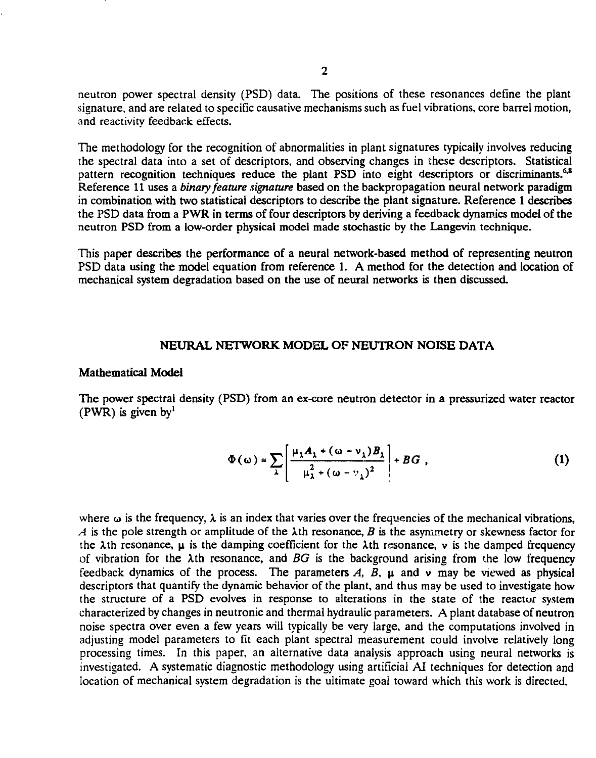neutron power spectral density (PSD) data. The positions of these resonances define the plant signature, and are related to specific causative mechanisms such as fuel vibrations, core barrel motion, and reactivity feedback effects.

The methodology for the recognition of abnormalities in plant signatures typically involves reducing the spectral data into a set of descriptors, and observing changes in these descriptors. Statistical pattern recognition techniques reduce the plant PSD into eight descriptors or discriminants.[6,8] Reference 11 uses a *binary feature signature* based on the backpropagation neural network paradigm in combination with two statistical descriptors to describe the plant signature. Reference 1 describes the PSD data from a PWR in terms of four descriptors by deriving a feedback dynamics model of the neutron PSD from a low-order physical model made stochastic by the Langevin technique.

This paper describes the performance of a neural network-based method of representing neutron PSD data using the model equation from reference 1. A method for the detection and location of mechanical system degradation based on the use of neural networks is then discussed.

## NEURAL NETWORK MODEL OF NEUTRON NOISE DATA

### Mathematical Model

The power spectral density (PSD) from an ex-core neutron detector in a pressurized water reactor (PWR) is given by[1]

$$\Phi(\omega) = \sum_{\lambda} \left[ \frac{\mu_\lambda A_\lambda + (\omega - \nu_\lambda) B_\lambda}{\mu_\lambda^2 + (\omega - \nu_\lambda)^2} \right] + BG \; , \tag{1}$$

where $\omega$ is the frequency, $\lambda$ is an index that varies over the frequencies of the mechanical vibrations, $A$ is the pole strength or amplitude of the $\lambda$th resonance, $B$ is the asymmetry or skewness factor for the $\lambda$th resonance, $\mu$ is the damping coefficient for the $\lambda$th resonance, $\nu$ is the damped frequency of vibration for the $\lambda$th resonance, and $BG$ is the background arising from the low frequency feedback dynamics of the process. The parameters $A$, $B$, $\mu$ and $\nu$ may be viewed as physical descriptors that quantify the dynamic behavior of the plant, and thus may be used to investigate how the structure of a PSD evolves in response to alterations in the state of the reactor system characterized by changes in neutronic and thermal hydraulic parameters. A plant database of neutron noise spectra over even a few years will typically be very large, and the computations involved in adjusting model parameters to fit each plant spectral measurement could involve relatively long processing times. In this paper, an alternative data analysis approach using neural networks is investigated. A systematic diagnostic methodology using artificial AI techniques for detection and location of mechanical system degradation is the ultimate goal toward which this work is directed.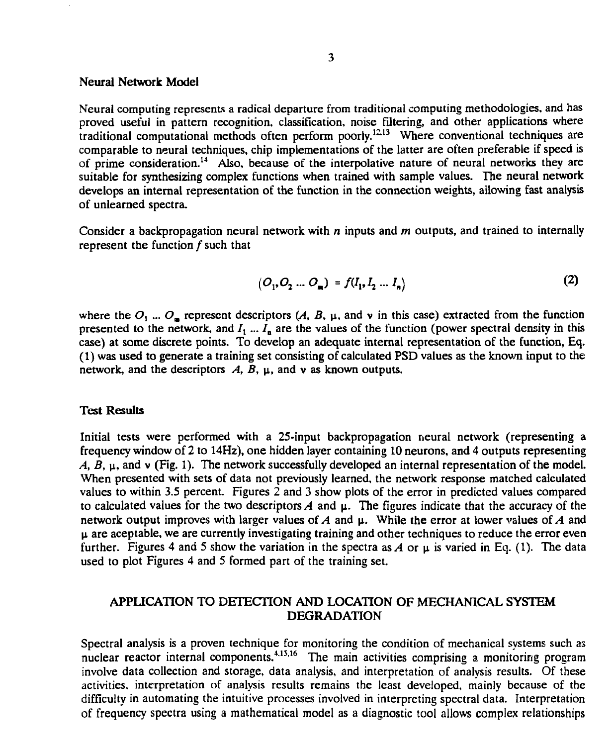### Neural Network Model

Neural computing represents a radical departure from traditional computing methodologies, and has proved useful in pattern recognition, classification, noise filtering, and other applications where traditional computational methods often perform poorly.[12,13] Where conventional techniques are comparable to neural techniques, chip implementations of the latter are often preferable if speed is of prime consideration.[14] Also, because of the interpolative nature of neural networks they are suitable for synthesizing complex functions when trained with sample values. The neural network develops an internal representation of the function in the connection weights, allowing fast analysis of unlearned spectra.

Consider a backpropagation neural network with $n$ inputs and $m$ outputs, and trained to internally represent the function $f$ such that

$$(O_1, O_2 \ldots O_m) = f(I_1, I_2 \ldots I_n) \tag{2}$$

where the $O_1 \ldots O_m$ represent descriptors ($A$, $B$, $\mu$, and $\nu$ in this case) extracted from the function presented to the network, and $I_1 \ldots I_n$ are the values of the function (power spectral density in this case) at some discrete points. To develop an adequate internal representation of the function, Eq. (1) was used to generate a training set consisting of calculated PSD values as the known input to the network, and the descriptors $A$, $B$, $\mu$, and $\nu$ as known outputs.

### Test Results

Initial tests were performed with a 25-input backpropagation neural network (representing a frequency window of 2 to 14Hz), one hidden layer containing 10 neurons, and 4 outputs representing $A$, $B$, $\mu$, and $\nu$ (Fig. 1). The network successfully developed an internal representation of the model. When presented with sets of data not previously learned, the network response matched calculated values to within 3.5 percent. Figures 2 and 3 show plots of the error in predicted values compared to calculated values for the two descriptors $A$ and $\mu$. The figures indicate that the accuracy of the network output improves with larger values of $A$ and $\mu$. While the error at lower values of $A$ and $\mu$ are aceptable, we are currently investigating training and other techniques to reduce the error even further. Figures 4 and 5 show the variation in the spectra as $A$ or $\mu$ is varied in Eq. (1). The data used to plot Figures 4 and 5 formed part of the training set.

## APPLICATION TO DETECTION AND LOCATION OF MECHANICAL SYSTEM DEGRADATION

Spectral analysis is a proven technique for monitoring the condition of mechanical systems such as nuclear reactor internal components.[4,15,16] The main activities comprising a monitoring program involve data collection and storage, data analysis, and interpretation of analysis results. Of these activities, interpretation of analysis results remains the least developed, mainly because of the difficulty in automating the intuitive processes involved in interpreting spectral data. Interpretation of frequency spectra using a mathematical model as a diagnostic tool allows complex relationships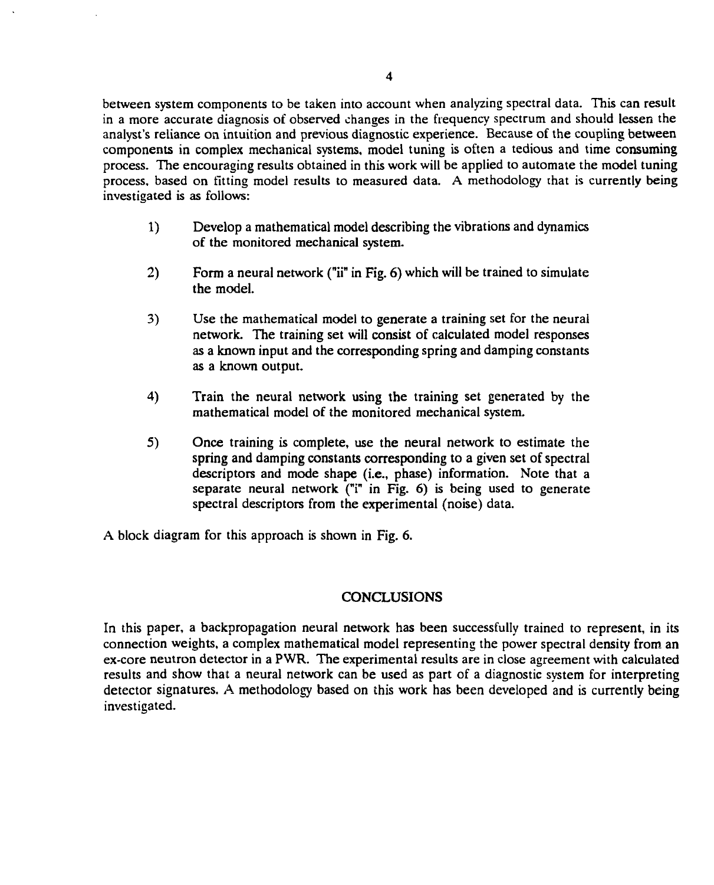between system components to be taken into account when analyzing spectral data. This can result in a more accurate diagnosis of observed changes in the frequency spectrum and should lessen the analyst's reliance on intuition and previous diagnostic experience. Because of the coupling between components in complex mechanical systems, model tuning is often a tedious and time consuming process. The encouraging results obtained in this work will be applied to automate the model tuning process, based on fitting model results to measured data. A methodology that is currently being investigated is as follows:

1) Develop a mathematical model describing the vibrations and dynamics of the monitored mechanical system.

2) Form a neural network ("ii" in Fig. 6) which will be trained to simulate the model.

3) Use the mathematical model to generate a training set for the neural network. The training set will consist of calculated model responses as a known input and the corresponding spring and damping constants as a known output.

4) Train the neural network using the training set generated by the mathematical model of the monitored mechanical system.

5) Once training is complete, use the neural network to estimate the spring and damping constants corresponding to a given set of spectral descriptors and mode shape (i.e., phase) information. Note that a separate neural network ("i" in Fig. 6) is being used to generate spectral descriptors from the experimental (noise) data.

A block diagram for this approach is shown in Fig. 6.

## CONCLUSIONS

In this paper, a backpropagation neural network has been successfully trained to represent, in its connection weights, a complex mathematical model representing the power spectral density from an ex-core neutron detector in a PWR. The experimental results are in close agreement with calculated results and show that a neural network can be used as part of a diagnostic system for interpreting detector signatures. A methodology based on this work has been developed and is currently being investigated.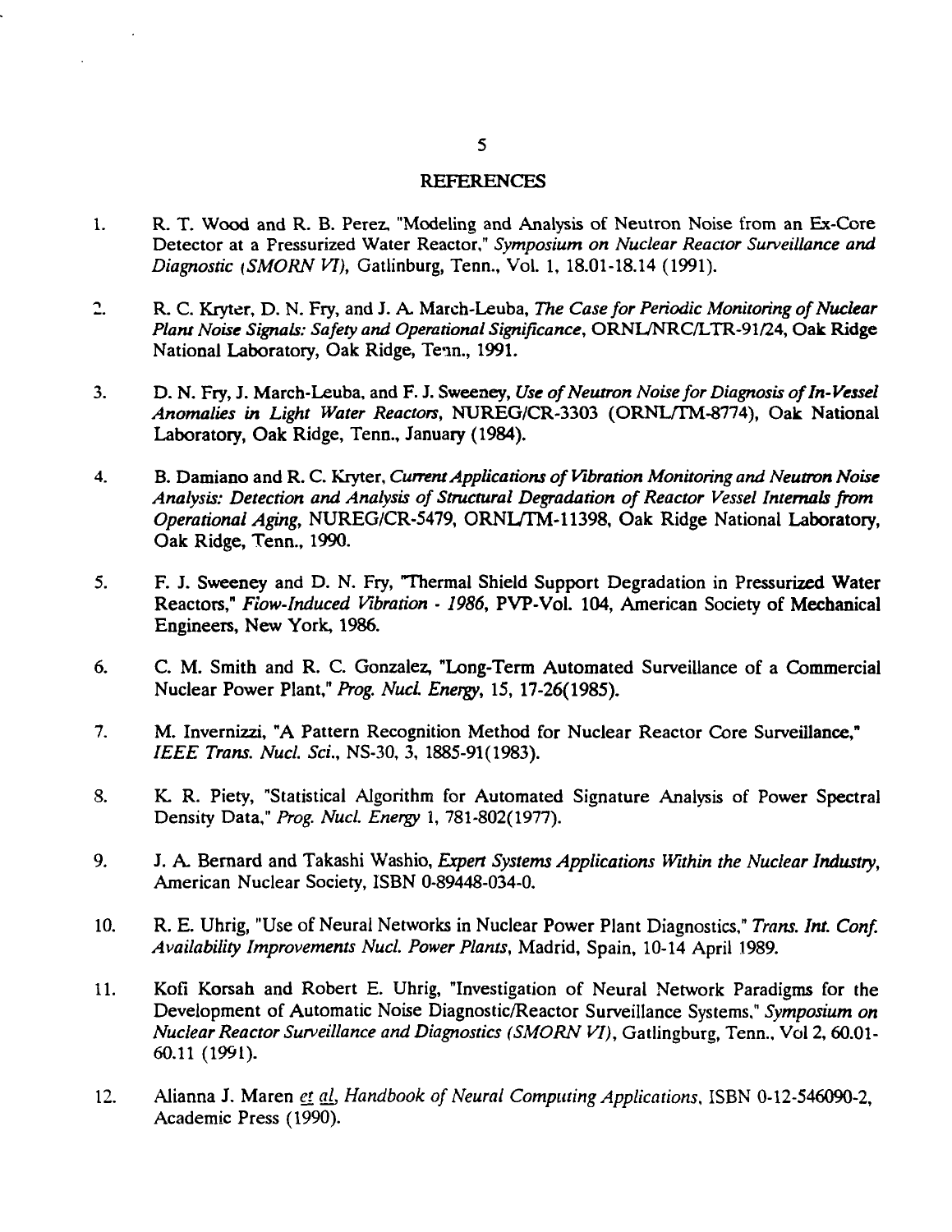## REFERENCES

1. R. T. Wood and R. B. Perez, "Modeling and Analysis of Neutron Noise from an Ex-Core Detector at a Pressurized Water Reactor," *Symposium on Nuclear Reactor Surveillance and Diagnostic (SMORN VI)*, Gatlinburg, Tenn., Vol. 1, 18.01-18.14 (1991).

2. R. C. Kryter, D. N. Fry, and J. A. March-Leuba, *The Case for Periodic Monitoring of Nuclear Plant Noise Signals: Safety and Operational Significance*, ORNL/NRC/LTR-91/24, Oak Ridge National Laboratory, Oak Ridge, Tenn., 1991.

3. D. N. Fry, J. March-Leuba, and F. J. Sweeney, *Use of Neutron Noise for Diagnosis of In-Vessel Anomalies in Light Water Reactors*, NUREG/CR-3303 (ORNL/TM-8774), Oak National Laboratory, Oak Ridge, Tenn., January (1984).

4. B. Damiano and R. C. Kryter, *Current Applications of Vibration Monitoring and Neutron Noise Analysis: Detection and Analysis of Structural Degradation of Reactor Vessel Internals from Operational Aging*, NUREG/CR-5479, ORNL/TM-11398, Oak Ridge National Laboratory, Oak Ridge, Tenn., 1990.

5. F. J. Sweeney and D. N. Fry, "Thermal Shield Support Degradation in Pressurized Water Reactors," *Flow-Induced Vibration - 1986*, PVP-Vol. 104, American Society of Mechanical Engineers, New York, 1986.

6. C. M. Smith and R. C. Gonzalez, "Long-Term Automated Surveillance of a Commercial Nuclear Power Plant," *Prog. Nucl. Energy*, 15, 17-26(1985).

7. M. Invernizzi, "A Pattern Recognition Method for Nuclear Reactor Core Surveillance," *IEEE Trans. Nucl. Sci.*, NS-30, 3, 1885-91(1983).

8. K. R. Piety, "Statistical Algorithm for Automated Signature Analysis of Power Spectral Density Data," *Prog. Nucl. Energy* 1, 781-802(1977).

9. J. A. Bernard and Takashi Washio, *Expert Systems Applications Within the Nuclear Industry*, American Nuclear Society, ISBN 0-89448-034-0.

10. R. E. Uhrig, "Use of Neural Networks in Nuclear Power Plant Diagnostics," *Trans. Int. Conf. Availability Improvements Nucl. Power Plants*, Madrid, Spain, 10-14 April 1989.

11. Kofi Korsah and Robert E. Uhrig, "Investigation of Neural Network Paradigms for the Development of Automatic Noise Diagnostic/Reactor Surveillance Systems," *Symposium on Nuclear Reactor Surveillance and Diagnostics (SMORN VI)*, Gatlingburg, Tenn., Vol 2, 60.01-60.11 (1991).

12. Alianna J. Maren *et al*, *Handbook of Neural Computing Applications*, ISBN 0-12-546090-2, Academic Press (1990).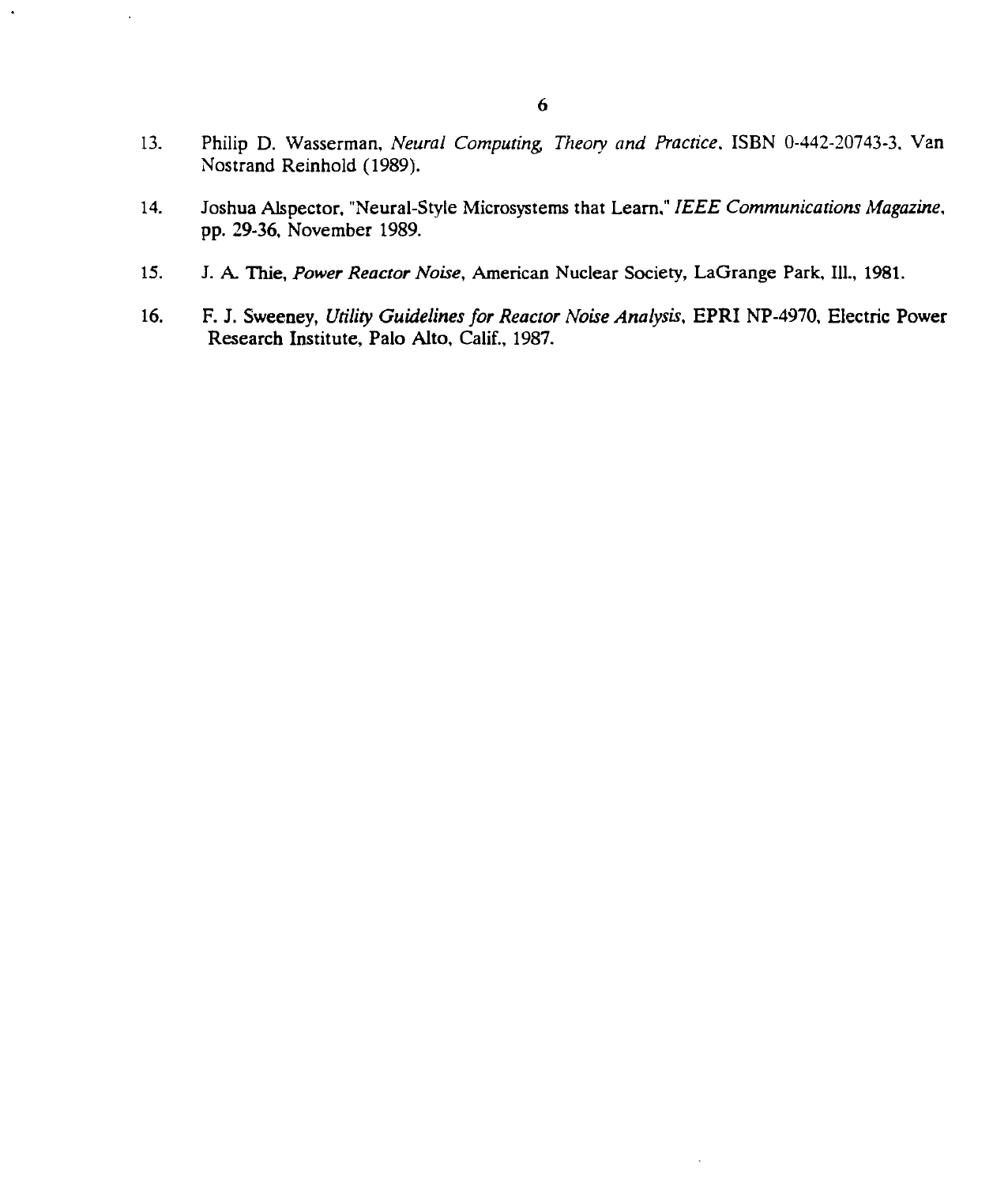13. Philip D. Wasserman, *Neural Computing, Theory and Practice*, ISBN 0-442-20743-3, Van Nostrand Reinhold (1989).

14. Joshua Alspector, "Neural-Style Microsystems that Learn," *IEEE Communications Magazine*, pp. 29-36, November 1989.

15. J. A. Thie, *Power Reactor Noise*, American Nuclear Society, LaGrange Park, Ill., 1981.

16. F. J. Sweeney, *Utility Guidelines for Reactor Noise Analysis*, EPRI NP-4970, Electric Power Research Institute, Palo Alto, Calif., 1987.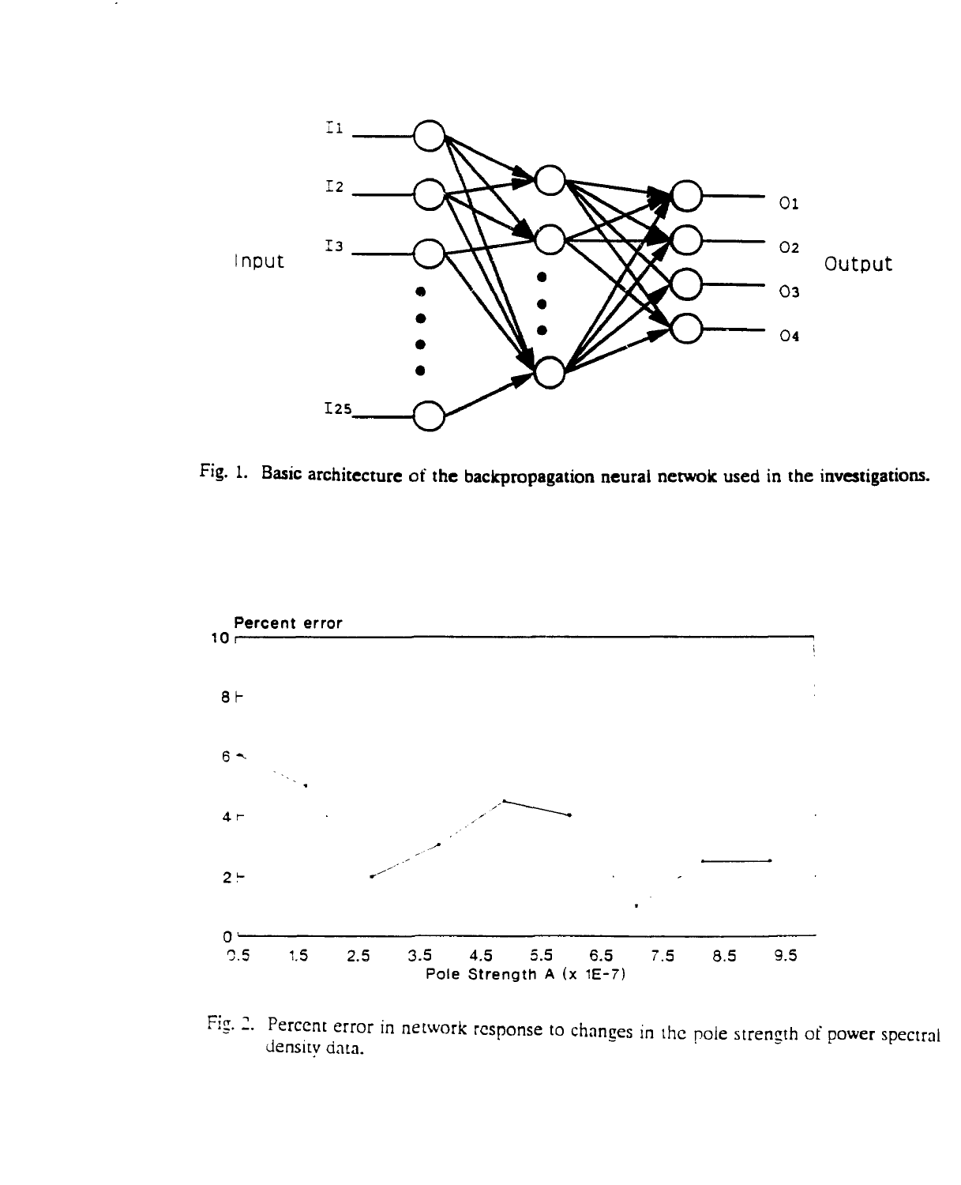Fig. 1. Basic architecture of the backpropagation neural netwok used in the investigations.

Fig. 2. Percent error in network response to changes in the pole strength of power spectral density data.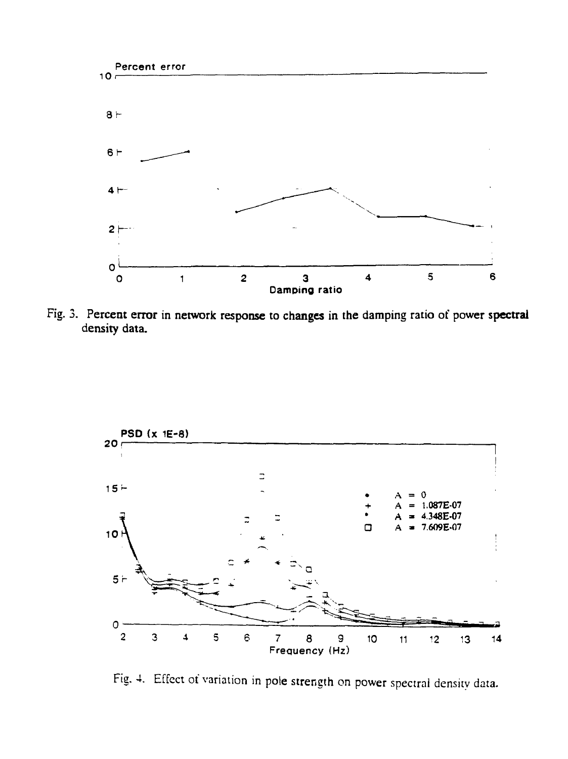Fig. 3. Percent error in network response to changes in the damping ratio of power spectral density data.

Fig. 4. Effect of variation in pole strength on power spectral density data.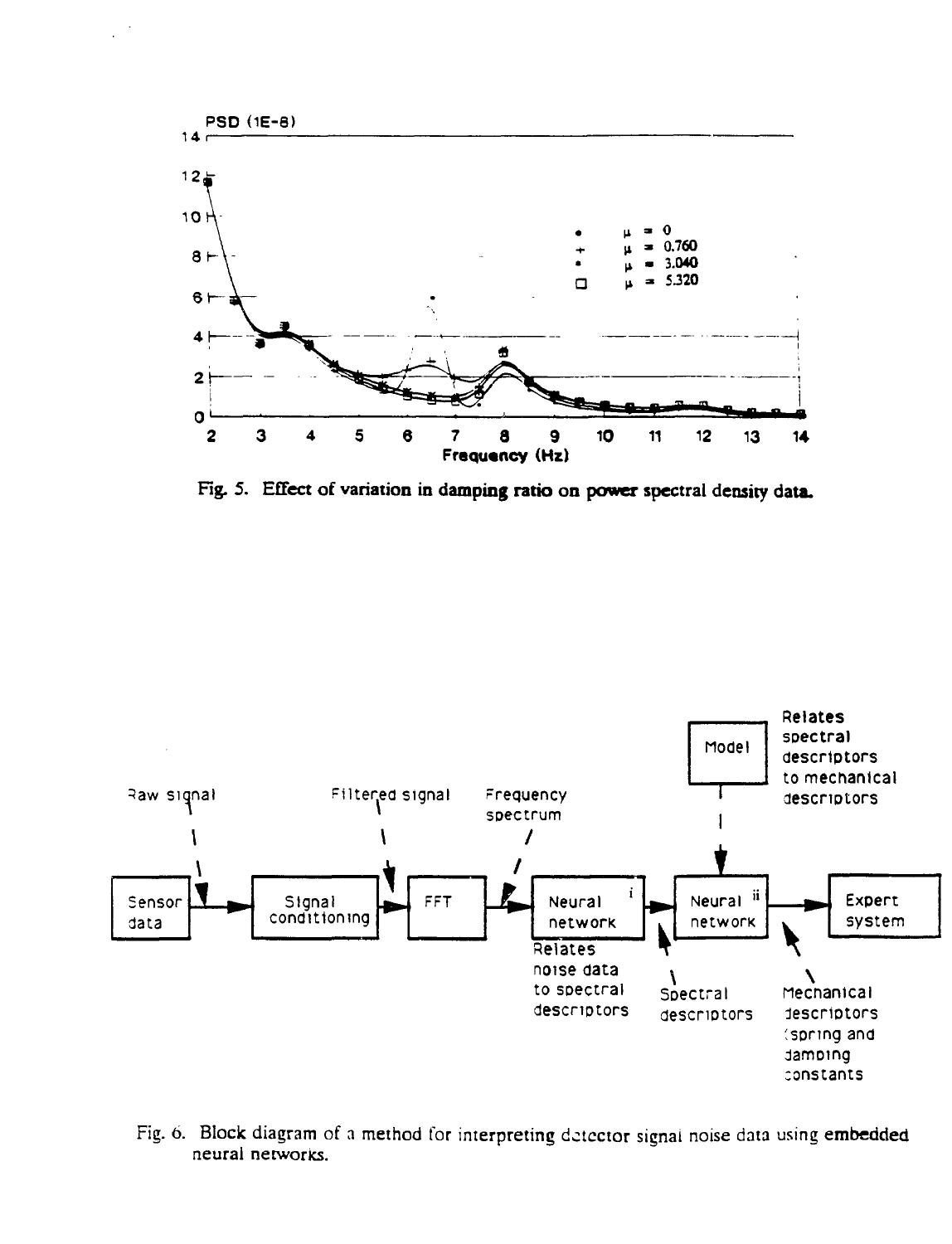PSD (1E-8)

14
12
10
8
6
4
2
0

2 3 4 5 6 7 8 9 10 11 12 13 14

Frequency (Hz)

• $\mu$ = 0
+ $\mu$ = 0.760
• $\mu$ = 3.040
□ $\mu$ = 5.320

Fig. 5. Effect of variation in damping ratio on power spectral density data.

Raw signal
Filtered signal
Frequency spectrum
Model
Relates spectral descriptors to mechanical descriptors
Sensor data
Signal conditioning
FFT
Neural network i
Neural network ii
Expert system
Relates noise data to spectral descriptors
Spectral descriptors
Mechanical descriptors (spring and damping constants

Fig. 6. Block diagram of a method for interpreting detector signal noise data using embedded neural networks.